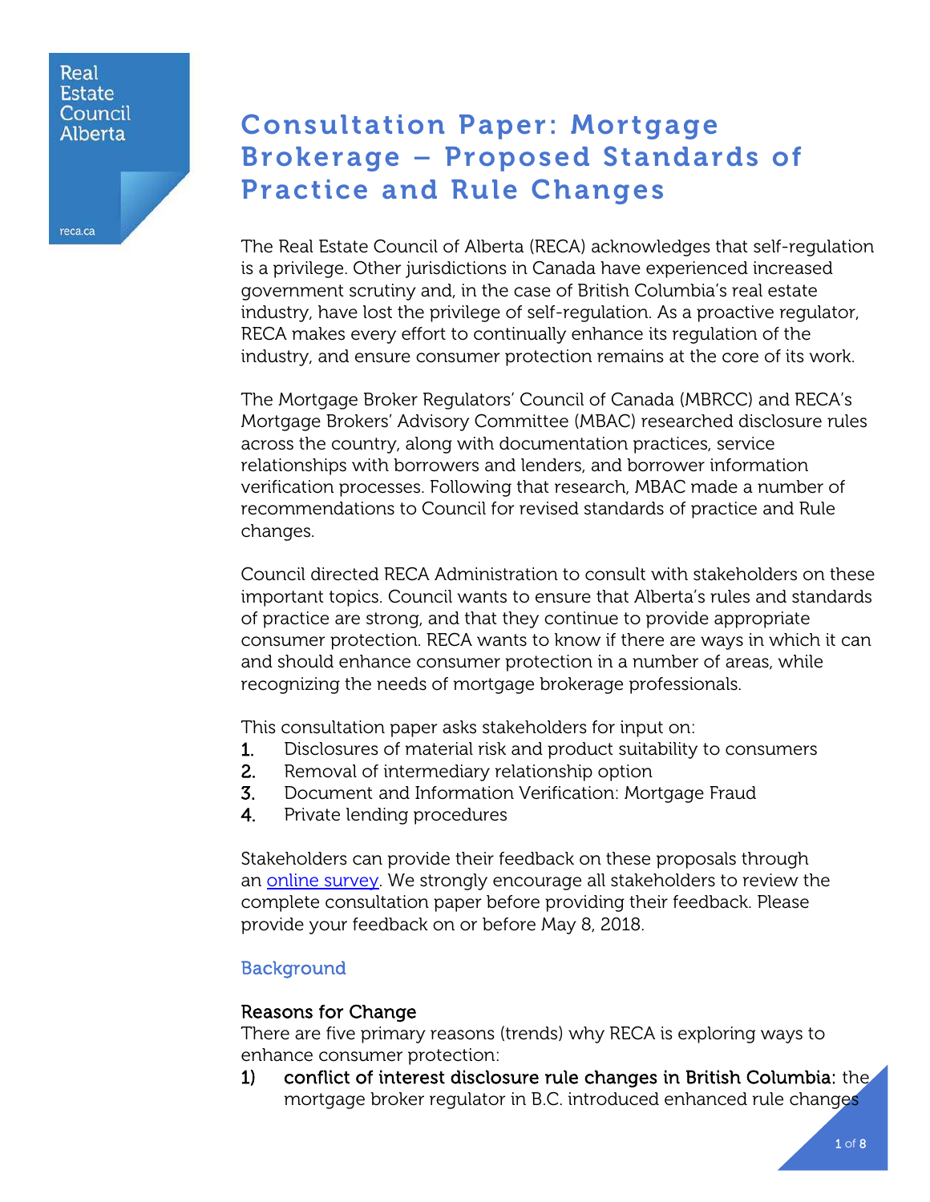# Consultation Paper: Mortgage Brokerage – Proposed Standards of Practice and Rule Changes

The Real Estate Council of Alberta (RECA) acknowledges that self-regulation is a privilege. Other jurisdictions in Canada have experienced increased government scrutiny and, in the case of British Columbia's real estate industry, have lost the privilege of self-regulation. As a proactive regulator, RECA makes every effort to continually enhance its regulation of the industry, and ensure consumer protection remains at the core of its work.

The Mortgage Broker Regulators' Council of Canada (MBRCC) and RECA's Mortgage Brokers' Advisory Committee (MBAC) researched disclosure rules across the country, along with documentation practices, service relationships with borrowers and lenders, and borrower information verification processes. Following that research, MBAC made a number of recommendations to Council for revised standards of practice and Rule changes.

Council directed RECA Administration to consult with stakeholders on these important topics. Council wants to ensure that Alberta's rules and standards of practice are strong, and that they continue to provide appropriate consumer protection. RECA wants to know if there are ways in which it can and should enhance consumer protection in a number of areas, while recognizing the needs of mortgage brokerage professionals.

This consultation paper asks stakeholders for input on:

1. Disclosures of material risk and product suitability to consumers
2. Removal of intermediary relationship option
3. Document and Information Verification: Mortgage Fraud
4. Private lending procedures

Stakeholders can provide their feedback on these proposals through an online survey. We strongly encourage all stakeholders to review the complete consultation paper before providing their feedback. Please provide your feedback on or before May 8, 2018.

## Background

### Reasons for Change

There are five primary reasons (trends) why RECA is exploring ways to enhance consumer protection:

1) **conflict of interest disclosure rule changes in British Columbia:** the mortgage broker regulator in B.C. introduced enhanced rule changes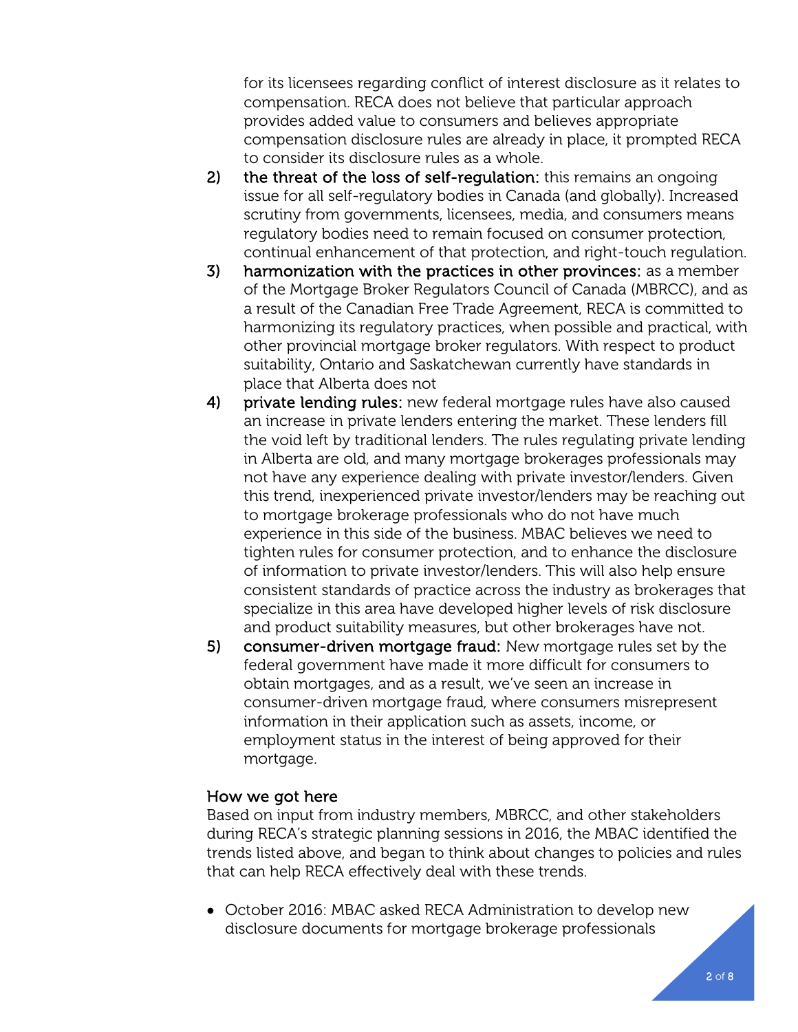for its licensees regarding conflict of interest disclosure as it relates to compensation. RECA does not believe that particular approach provides added value to consumers and believes appropriate compensation disclosure rules are already in place, it prompted RECA to consider its disclosure rules as a whole.

2) **the threat of the loss of self-regulation:** this remains an ongoing issue for all self-regulatory bodies in Canada (and globally). Increased scrutiny from governments, licensees, media, and consumers means regulatory bodies need to remain focused on consumer protection, continual enhancement of that protection, and right-touch regulation.
3) **harmonization with the practices in other provinces:** as a member of the Mortgage Broker Regulators Council of Canada (MBRCC), and as a result of the Canadian Free Trade Agreement, RECA is committed to harmonizing its regulatory practices, when possible and practical, with other provincial mortgage broker regulators. With respect to product suitability, Ontario and Saskatchewan currently have standards in place that Alberta does not
4) **private lending rules:** new federal mortgage rules have also caused an increase in private lenders entering the market. These lenders fill the void left by traditional lenders. The rules regulating private lending in Alberta are old, and many mortgage brokerages professionals may not have any experience dealing with private investor/lenders. Given this trend, inexperienced private investor/lenders may be reaching out to mortgage brokerage professionals who do not have much experience in this side of the business. MBAC believes we need to tighten rules for consumer protection, and to enhance the disclosure of information to private investor/lenders. This will also help ensure consistent standards of practice across the industry as brokerages that specialize in this area have developed higher levels of risk disclosure and product suitability measures, but other brokerages have not.
5) **consumer-driven mortgage fraud:** New mortgage rules set by the federal government have made it more difficult for consumers to obtain mortgages, and as a result, we've seen an increase in consumer-driven mortgage fraud, where consumers misrepresent information in their application such as assets, income, or employment status in the interest of being approved for their mortgage.

## How we got here

Based on input from industry members, MBRCC, and other stakeholders during RECA's strategic planning sessions in 2016, the MBAC identified the trends listed above, and began to think about changes to policies and rules that can help RECA effectively deal with these trends.

- October 2016: MBAC asked RECA Administration to develop new disclosure documents for mortgage brokerage professionals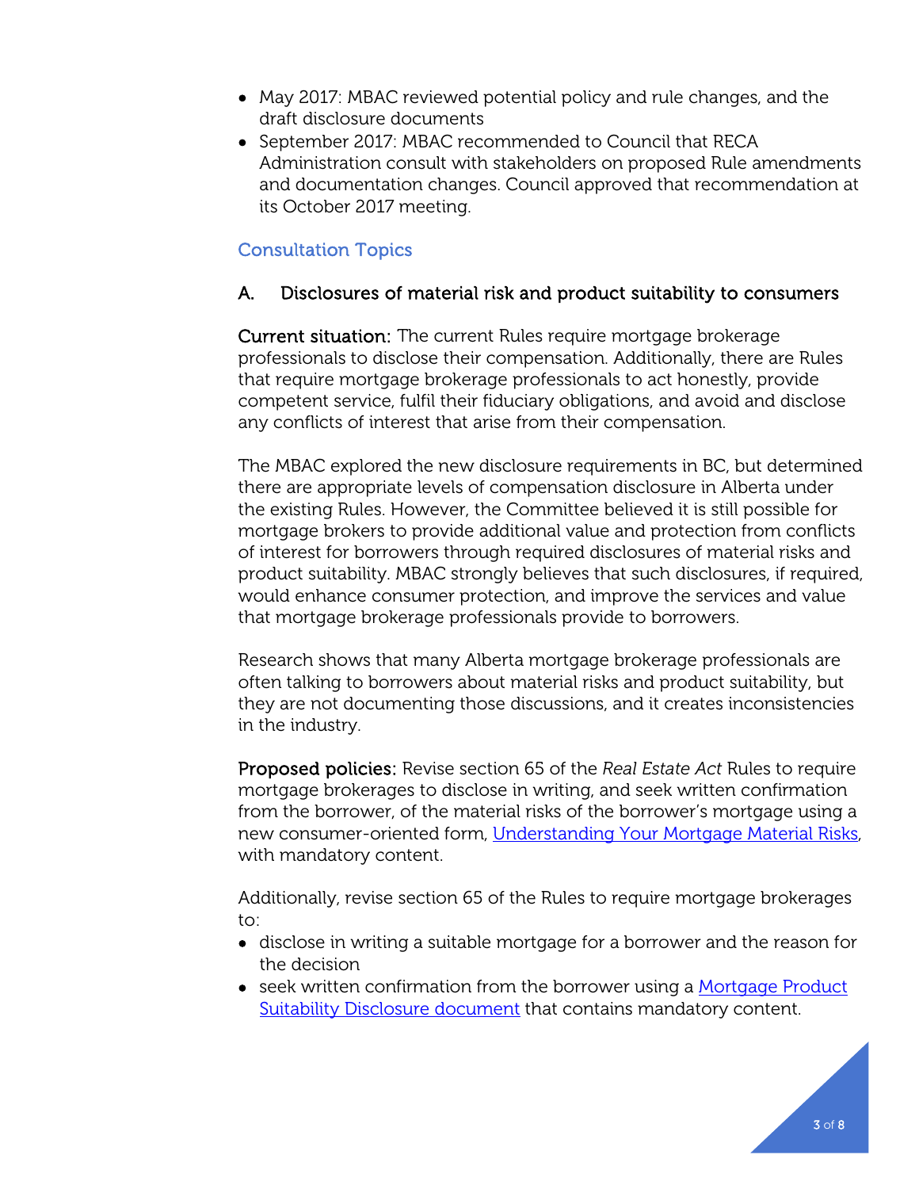- May 2017: MBAC reviewed potential policy and rule changes, and the draft disclosure documents
- September 2017: MBAC recommended to Council that RECA Administration consult with stakeholders on proposed Rule amendments and documentation changes. Council approved that recommendation at its October 2017 meeting.

## Consultation Topics

### A. Disclosures of material risk and product suitability to consumers

**Current situation:** The current Rules require mortgage brokerage professionals to disclose their compensation. Additionally, there are Rules that require mortgage brokerage professionals to act honestly, provide competent service, fulfil their fiduciary obligations, and avoid and disclose any conflicts of interest that arise from their compensation.

The MBAC explored the new disclosure requirements in BC, but determined there are appropriate levels of compensation disclosure in Alberta under the existing Rules. However, the Committee believed it is still possible for mortgage brokers to provide additional value and protection from conflicts of interest for borrowers through required disclosures of material risks and product suitability. MBAC strongly believes that such disclosures, if required, would enhance consumer protection, and improve the services and value that mortgage brokerage professionals provide to borrowers.

Research shows that many Alberta mortgage brokerage professionals are often talking to borrowers about material risks and product suitability, but they are not documenting those discussions, and it creates inconsistencies in the industry.

**Proposed policies:** Revise section 65 of the *Real Estate Act* Rules to require mortgage brokerages to disclose in writing, and seek written confirmation from the borrower, of the material risks of the borrower's mortgage using a new consumer-oriented form, Understanding Your Mortgage Material Risks, with mandatory content.

Additionally, revise section 65 of the Rules to require mortgage brokerages to:

- disclose in writing a suitable mortgage for a borrower and the reason for the decision
- seek written confirmation from the borrower using a Mortgage Product Suitability Disclosure document that contains mandatory content.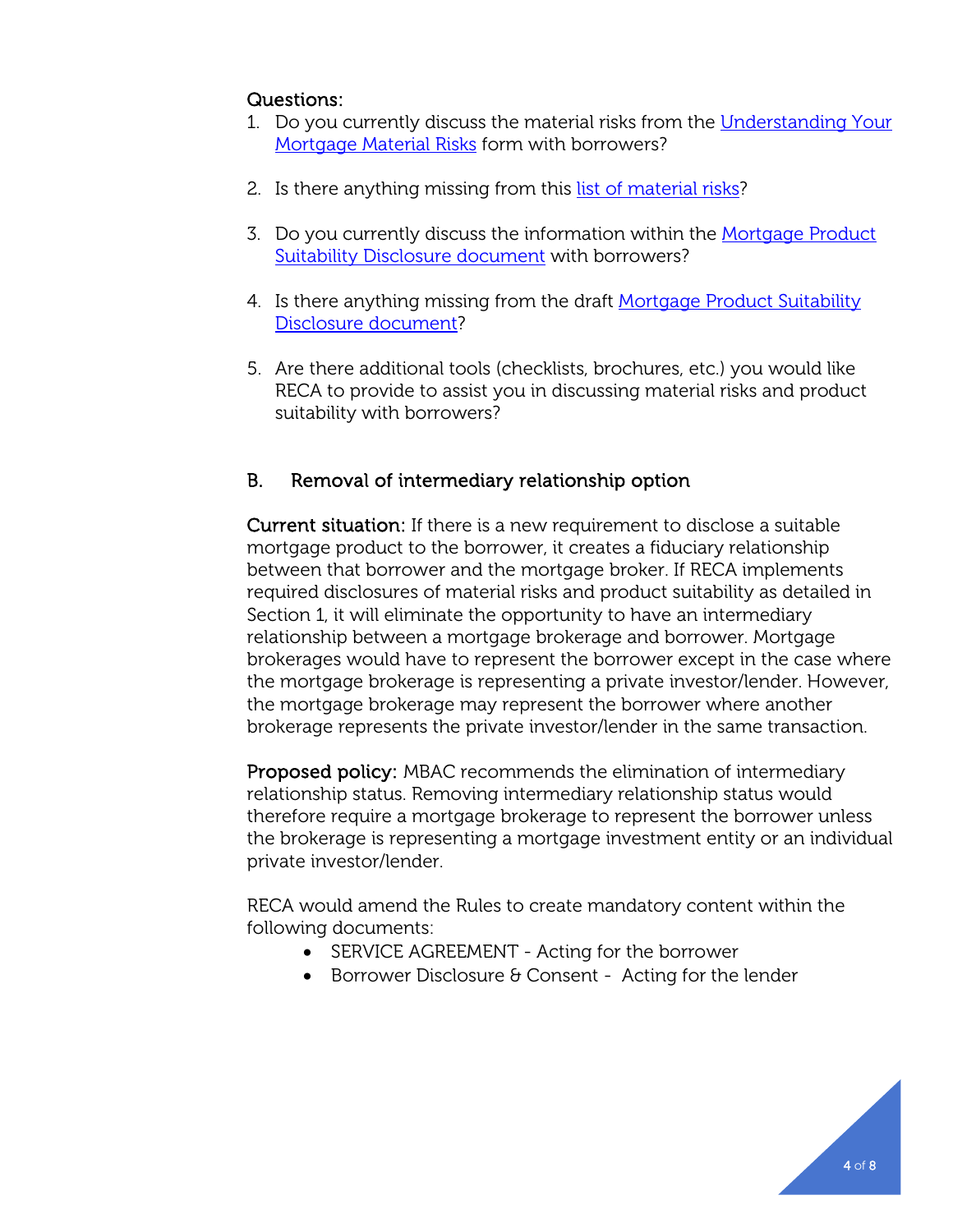Questions:

1. Do you currently discuss the material risks from the Understanding Your Mortgage Material Risks form with borrowers?

2. Is there anything missing from this list of material risks?

3. Do you currently discuss the information within the Mortgage Product Suitability Disclosure document with borrowers?

4. Is there anything missing from the draft Mortgage Product Suitability Disclosure document?

5. Are there additional tools (checklists, brochures, etc.) you would like RECA to provide to assist you in discussing material risks and product suitability with borrowers?

## B. Removal of intermediary relationship option

**Current situation:** If there is a new requirement to disclose a suitable mortgage product to the borrower, it creates a fiduciary relationship between that borrower and the mortgage broker. If RECA implements required disclosures of material risks and product suitability as detailed in Section 1, it will eliminate the opportunity to have an intermediary relationship between a mortgage brokerage and borrower. Mortgage brokerages would have to represent the borrower except in the case where the mortgage brokerage is representing a private investor/lender. However, the mortgage brokerage may represent the borrower where another brokerage represents the private investor/lender in the same transaction.

**Proposed policy:** MBAC recommends the elimination of intermediary relationship status. Removing intermediary relationship status would therefore require a mortgage brokerage to represent the borrower unless the brokerage is representing a mortgage investment entity or an individual private investor/lender.

RECA would amend the Rules to create mandatory content within the following documents:

- SERVICE AGREEMENT - Acting for the borrower
- Borrower Disclosure & Consent - Acting for the lender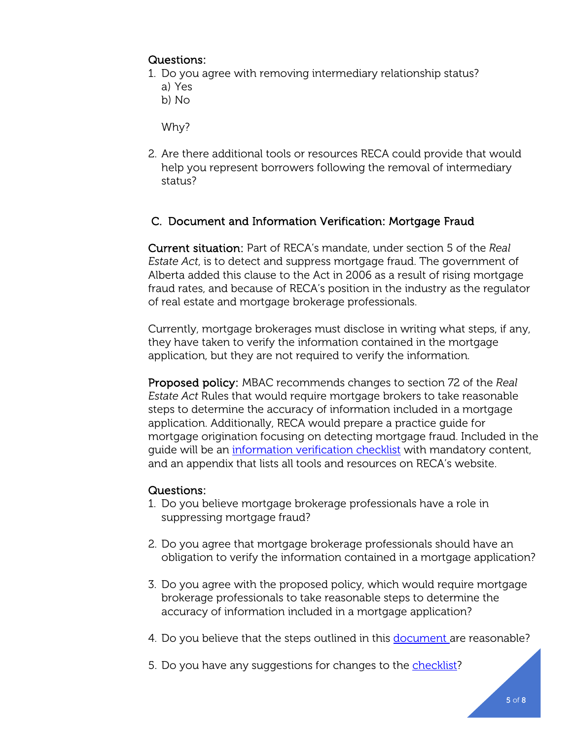Questions:

1. Do you agree with removing intermediary relationship status?
   a) Yes
   b) No

   Why?

2. Are there additional tools or resources RECA could provide that would help you represent borrowers following the removal of intermediary status?

## C. Document and Information Verification: Mortgage Fraud

**Current situation:** Part of RECA's mandate, under section 5 of the *Real Estate Act*, is to detect and suppress mortgage fraud. The government of Alberta added this clause to the Act in 2006 as a result of rising mortgage fraud rates, and because of RECA's position in the industry as the regulator of real estate and mortgage brokerage professionals.

Currently, mortgage brokerages must disclose in writing what steps, if any, they have taken to verify the information contained in the mortgage application, but they are not required to verify the information.

**Proposed policy:** MBAC recommends changes to section 72 of the *Real Estate Act* Rules that would require mortgage brokers to take reasonable steps to determine the accuracy of information included in a mortgage application. Additionally, RECA would prepare a practice guide for mortgage origination focusing on detecting mortgage fraud. Included in the guide will be an information verification checklist with mandatory content, and an appendix that lists all tools and resources on RECA's website.

Questions:

1. Do you believe mortgage brokerage professionals have a role in suppressing mortgage fraud?

2. Do you agree that mortgage brokerage professionals should have an obligation to verify the information contained in a mortgage application?

3. Do you agree with the proposed policy, which would require mortgage brokerage professionals to take reasonable steps to determine the accuracy of information included in a mortgage application?

4. Do you believe that the steps outlined in this document are reasonable?

5. Do you have any suggestions for changes to the checklist?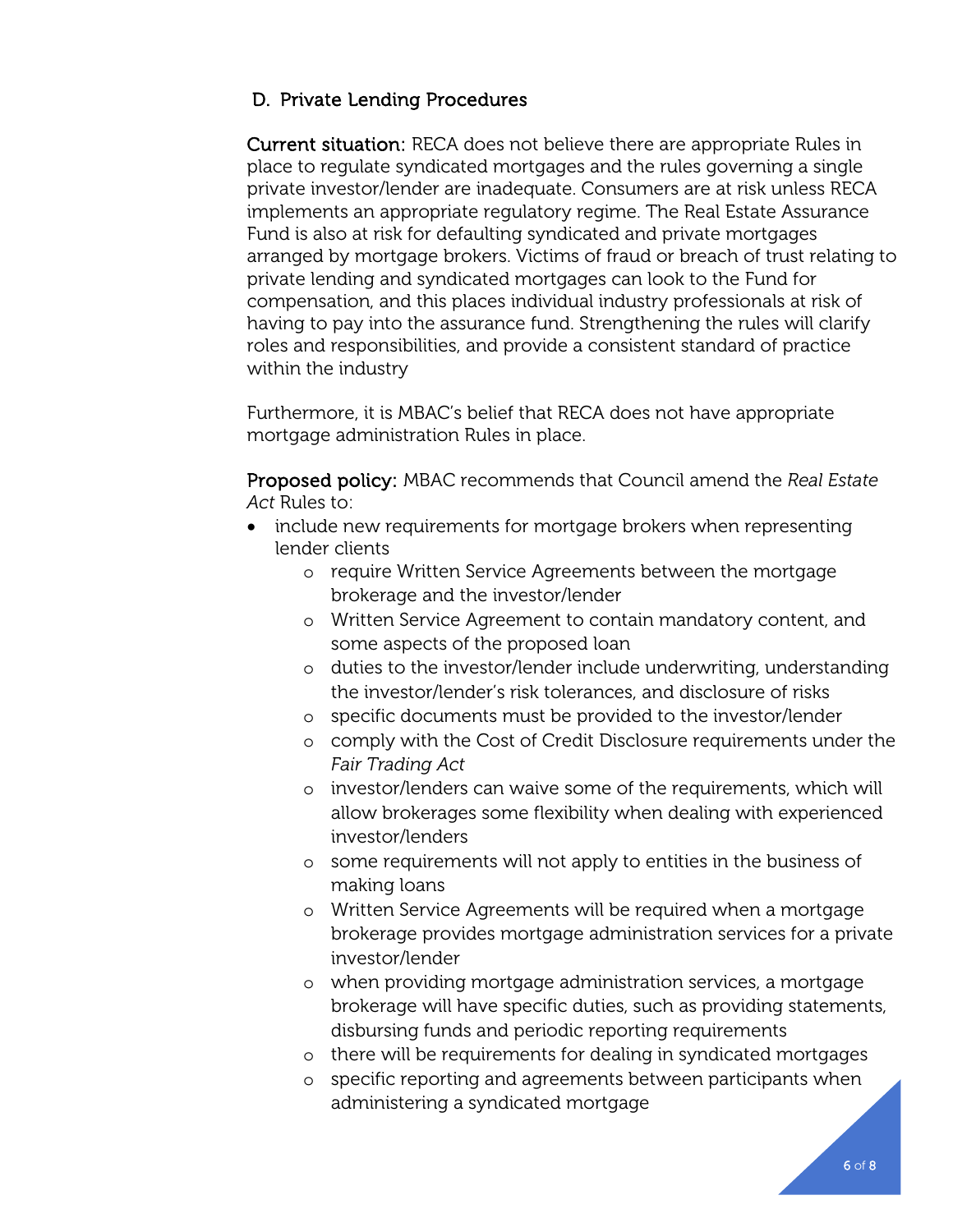## D. Private Lending Procedures

**Current situation:** RECA does not believe there are appropriate Rules in place to regulate syndicated mortgages and the rules governing a single private investor/lender are inadequate. Consumers are at risk unless RECA implements an appropriate regulatory regime. The Real Estate Assurance Fund is also at risk for defaulting syndicated and private mortgages arranged by mortgage brokers. Victims of fraud or breach of trust relating to private lending and syndicated mortgages can look to the Fund for compensation, and this places individual industry professionals at risk of having to pay into the assurance fund. Strengthening the rules will clarify roles and responsibilities, and provide a consistent standard of practice within the industry

Furthermore, it is MBAC's belief that RECA does not have appropriate mortgage administration Rules in place.

**Proposed policy:** MBAC recommends that Council amend the *Real Estate Act* Rules to:

- include new requirements for mortgage brokers when representing lender clients
  - require Written Service Agreements between the mortgage brokerage and the investor/lender
  - Written Service Agreement to contain mandatory content, and some aspects of the proposed loan
  - duties to the investor/lender include underwriting, understanding the investor/lender's risk tolerances, and disclosure of risks
  - specific documents must be provided to the investor/lender
  - comply with the Cost of Credit Disclosure requirements under the *Fair Trading Act*
  - investor/lenders can waive some of the requirements, which will allow brokerages some flexibility when dealing with experienced investor/lenders
  - some requirements will not apply to entities in the business of making loans
  - Written Service Agreements will be required when a mortgage brokerage provides mortgage administration services for a private investor/lender
  - when providing mortgage administration services, a mortgage brokerage will have specific duties, such as providing statements, disbursing funds and periodic reporting requirements
  - there will be requirements for dealing in syndicated mortgages
  - specific reporting and agreements between participants when administering a syndicated mortgage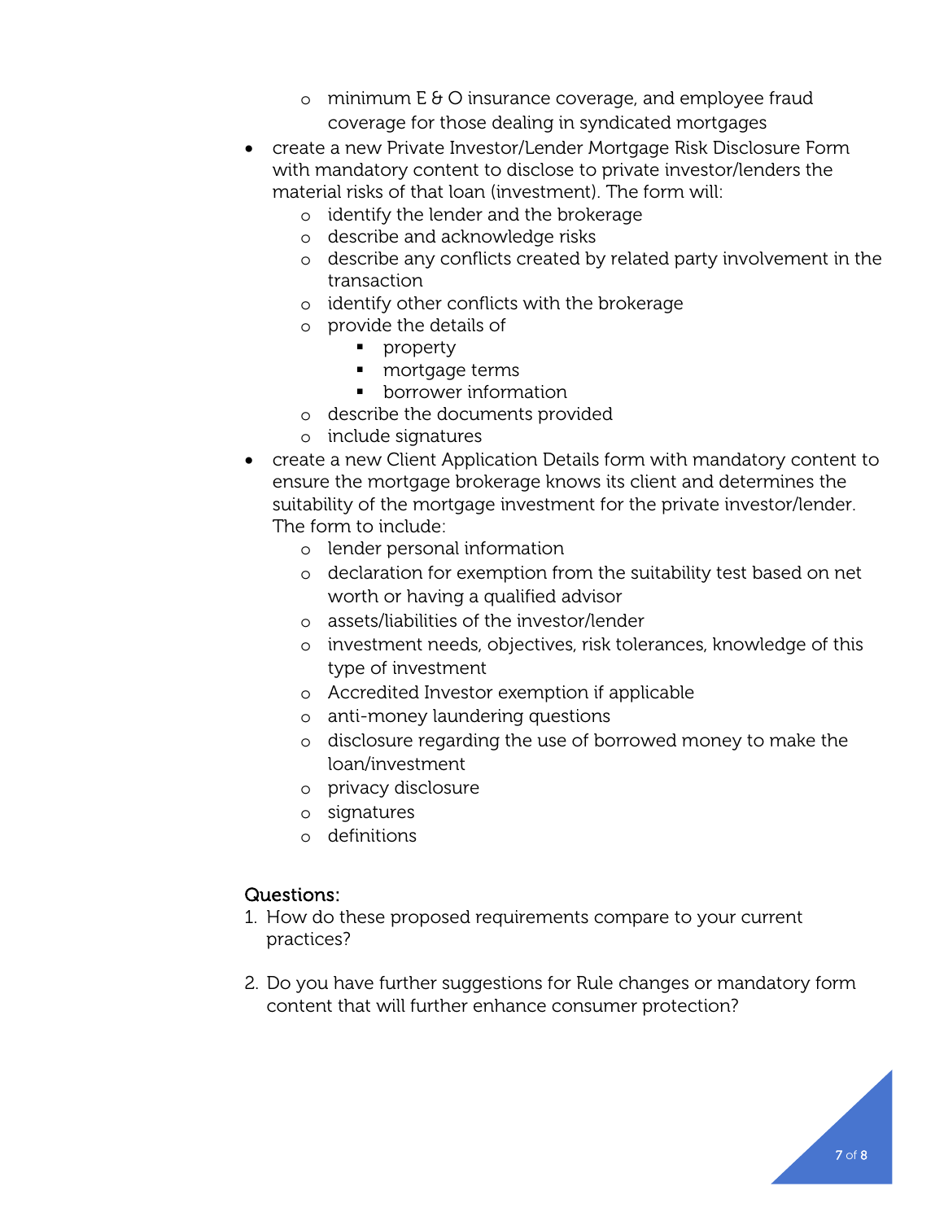- minimum E & O insurance coverage, and employee fraud coverage for those dealing in syndicated mortgages
- create a new Private Investor/Lender Mortgage Risk Disclosure Form with mandatory content to disclose to private investor/lenders the material risks of that loan (investment). The form will:
  - identify the lender and the brokerage
  - describe and acknowledge risks
  - describe any conflicts created by related party involvement in the transaction
  - identify other conflicts with the brokerage
  - provide the details of
    - property
    - mortgage terms
    - borrower information
  - describe the documents provided
  - include signatures
- create a new Client Application Details form with mandatory content to ensure the mortgage brokerage knows its client and determines the suitability of the mortgage investment for the private investor/lender. The form to include:
  - lender personal information
  - declaration for exemption from the suitability test based on net worth or having a qualified advisor
  - assets/liabilities of the investor/lender
  - investment needs, objectives, risk tolerances, knowledge of this type of investment
  - Accredited Investor exemption if applicable
  - anti-money laundering questions
  - disclosure regarding the use of borrowed money to make the loan/investment
  - privacy disclosure
  - signatures
  - definitions

### Questions:

1. How do these proposed requirements compare to your current practices?

2. Do you have further suggestions for Rule changes or mandatory form content that will further enhance consumer protection?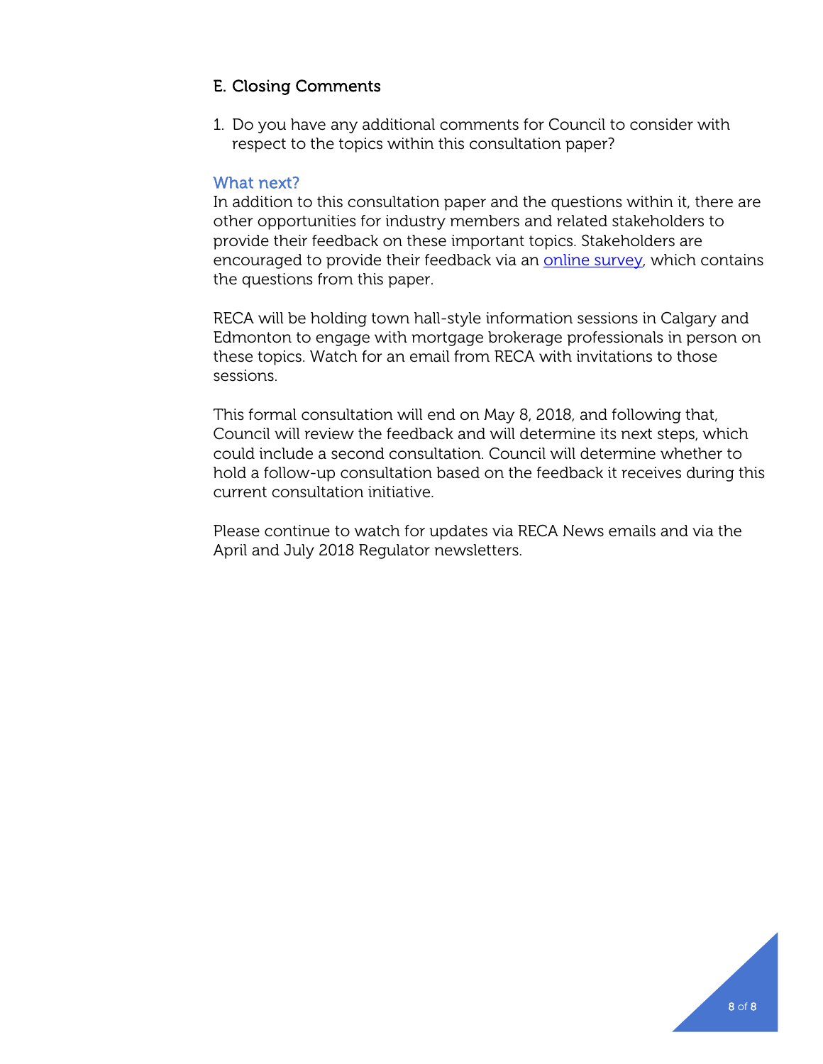## E. Closing Comments

1. Do you have any additional comments for Council to consider with respect to the topics within this consultation paper?

### What next?

In addition to this consultation paper and the questions within it, there are other opportunities for industry members and related stakeholders to provide their feedback on these important topics. Stakeholders are encouraged to provide their feedback via an online survey, which contains the questions from this paper.

RECA will be holding town hall-style information sessions in Calgary and Edmonton to engage with mortgage brokerage professionals in person on these topics. Watch for an email from RECA with invitations to those sessions.

This formal consultation will end on May 8, 2018, and following that, Council will review the feedback and will determine its next steps, which could include a second consultation. Council will determine whether to hold a follow-up consultation based on the feedback it receives during this current consultation initiative.

Please continue to watch for updates via RECA News emails and via the April and July 2018 Regulator newsletters.